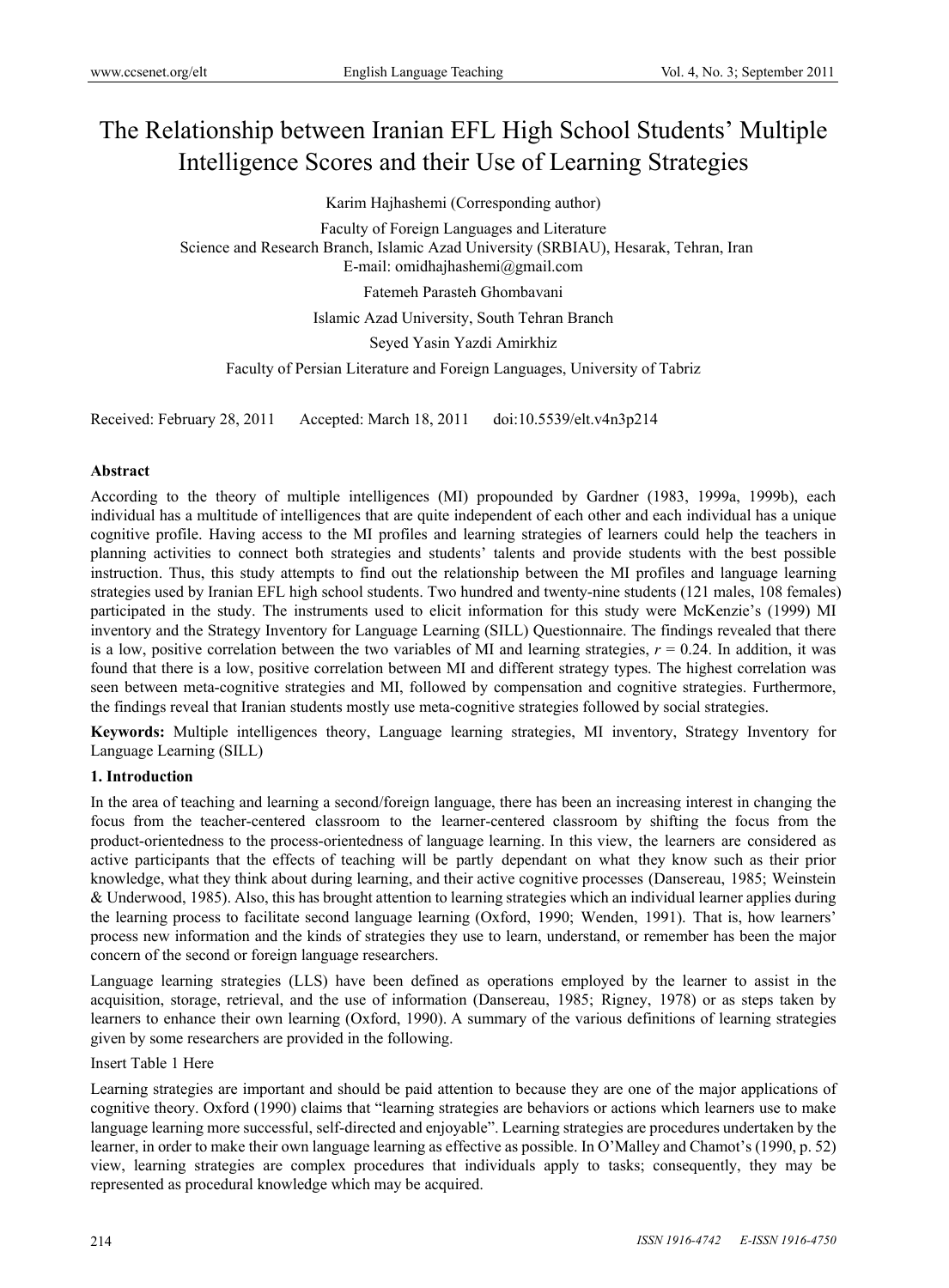# The Relationship between Iranian EFL High School Students' Multiple Intelligence Scores and their Use of Learning Strategies

Karim Hajhashemi (Corresponding author)

Faculty of Foreign Languages and Literature
Science and Research Branch, Islamic Azad University (SRBIAU), Hesarak, Tehran, Iran
E-mail: omidhajhashemi@gmail.com

Fatemeh Parasteh Ghombavani

Islamic Azad University, South Tehran Branch

Seyed Yasin Yazdi Amirkhiz

Faculty of Persian Literature and Foreign Languages, University of Tabriz

Received: February 28, 2011  Accepted: March 18, 2011  doi:10.5539/elt.v4n3p214

**Abstract**

According to the theory of multiple intelligences (MI) propounded by Gardner (1983, 1999a, 1999b), each individual has a multitude of intelligences that are quite independent of each other and each individual has a unique cognitive profile. Having access to the MI profiles and learning strategies of learners could help the teachers in planning activities to connect both strategies and students' talents and provide students with the best possible instruction. Thus, this study attempts to find out the relationship between the MI profiles and language learning strategies used by Iranian EFL high school students. Two hundred and twenty-nine students (121 males, 108 females) participated in the study. The instruments used to elicit information for this study were McKenzie's (1999) MI inventory and the Strategy Inventory for Language Learning (SILL) Questionnaire. The findings revealed that there is a low, positive correlation between the two variables of MI and learning strategies, $r = 0.24$. In addition, it was found that there is a low, positive correlation between MI and different strategy types. The highest correlation was seen between meta-cognitive strategies and MI, followed by compensation and cognitive strategies. Furthermore, the findings reveal that Iranian students mostly use meta-cognitive strategies followed by social strategies.

**Keywords:** Multiple intelligences theory, Language learning strategies, MI inventory, Strategy Inventory for Language Learning (SILL)

**1. Introduction**

In the area of teaching and learning a second/foreign language, there has been an increasing interest in changing the focus from the teacher-centered classroom to the learner-centered classroom by shifting the focus from the product-orientedness to the process-orientedness of language learning. In this view, the learners are considered as active participants that the effects of teaching will be partly dependant on what they know such as their prior knowledge, what they think about during learning, and their active cognitive processes (Dansereau, 1985; Weinstein & Underwood, 1985). Also, this has brought attention to learning strategies which an individual learner applies during the learning process to facilitate second language learning (Oxford, 1990; Wenden, 1991). That is, how learners' process new information and the kinds of strategies they use to learn, understand, or remember has been the major concern of the second or foreign language researchers.

Language learning strategies (LLS) have been defined as operations employed by the learner to assist in the acquisition, storage, retrieval, and the use of information (Dansereau, 1985; Rigney, 1978) or as steps taken by learners to enhance their own learning (Oxford, 1990). A summary of the various definitions of learning strategies given by some researchers are provided in the following.

Insert Table 1 Here

Learning strategies are important and should be paid attention to because they are one of the major applications of cognitive theory. Oxford (1990) claims that "learning strategies are behaviors or actions which learners use to make language learning more successful, self-directed and enjoyable". Learning strategies are procedures undertaken by the learner, in order to make their own language learning as effective as possible. In O'Malley and Chamot's (1990, p. 52) view, learning strategies are complex procedures that individuals apply to tasks; consequently, they may be represented as procedural knowledge which may be acquired.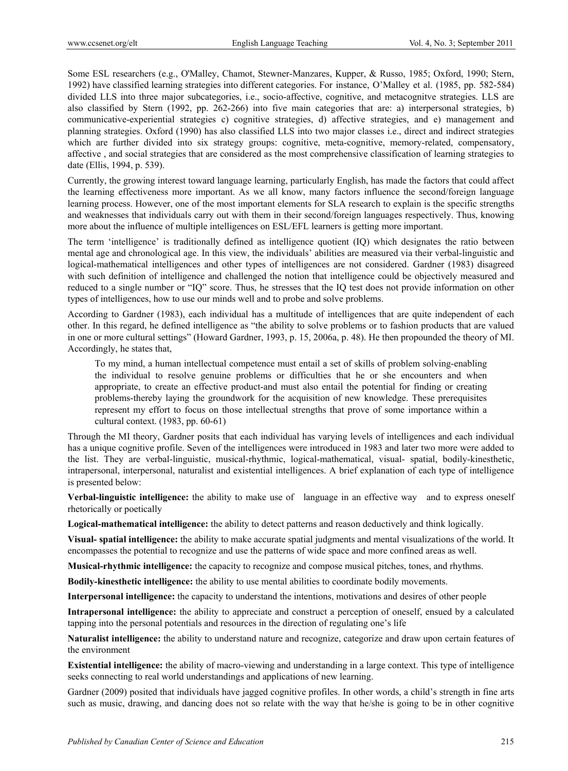Some ESL researchers (e.g., O'Malley, Chamot, Stewner-Manzares, Kupper, & Russo, 1985; Oxford, 1990; Stern, 1992) have classified learning strategies into different categories. For instance, O'Malley et al. (1985, pp. 582-584) divided LLS into three major subcategories, i.e., socio-affective, cognitive, and metacognitve strategies. LLS are also classified by Stern (1992, pp. 262-266) into five main categories that are: a) interpersonal strategies, b) communicative-experiential strategies c) cognitive strategies, d) affective strategies, and e) management and planning strategies. Oxford (1990) has also classified LLS into two major classes i.e., direct and indirect strategies which are further divided into six strategy groups: cognitive, meta-cognitive, memory-related, compensatory, affective , and social strategies that are considered as the most comprehensive classification of learning strategies to date (Ellis, 1994, p. 539).

Currently, the growing interest toward language learning, particularly English, has made the factors that could affect the learning effectiveness more important. As we all know, many factors influence the second/foreign language learning process. However, one of the most important elements for SLA research to explain is the specific strengths and weaknesses that individuals carry out with them in their second/foreign languages respectively. Thus, knowing more about the influence of multiple intelligences on ESL/EFL learners is getting more important.

The term 'intelligence' is traditionally defined as intelligence quotient (IQ) which designates the ratio between mental age and chronological age. In this view, the individuals' abilities are measured via their verbal-linguistic and logical-mathematical intelligences and other types of intelligences are not considered. Gardner (1983) disagreed with such definition of intelligence and challenged the notion that intelligence could be objectively measured and reduced to a single number or "IQ" score. Thus, he stresses that the IQ test does not provide information on other types of intelligences, how to use our minds well and to probe and solve problems.

According to Gardner (1983), each individual has a multitude of intelligences that are quite independent of each other. In this regard, he defined intelligence as "the ability to solve problems or to fashion products that are valued in one or more cultural settings" (Howard Gardner, 1993, p. 15, 2006a, p. 48). He then propounded the theory of MI. Accordingly, he states that,

> To my mind, a human intellectual competence must entail a set of skills of problem solving-enabling the individual to resolve genuine problems or difficulties that he or she encounters and when appropriate, to create an effective product-and must also entail the potential for finding or creating problems-thereby laying the groundwork for the acquisition of new knowledge. These prerequisites represent my effort to focus on those intellectual strengths that prove of some importance within a cultural context. (1983, pp. 60-61)

Through the MI theory, Gardner posits that each individual has varying levels of intelligences and each individual has a unique cognitive profile. Seven of the intelligences were introduced in 1983 and later two more were added to the list. They are verbal-linguistic, musical-rhythmic, logical-mathematical, visual- spatial, bodily-kinesthetic, intrapersonal, interpersonal, naturalist and existential intelligences. A brief explanation of each type of intelligence is presented below:

**Verbal-linguistic intelligence:** the ability to make use of language in an effective way and to express oneself rhetorically or poetically

**Logical-mathematical intelligence:** the ability to detect patterns and reason deductively and think logically.

**Visual- spatial intelligence:** the ability to make accurate spatial judgments and mental visualizations of the world. It encompasses the potential to recognize and use the patterns of wide space and more confined areas as well.

**Musical-rhythmic intelligence:** the capacity to recognize and compose musical pitches, tones, and rhythms.

**Bodily-kinesthetic intelligence:** the ability to use mental abilities to coordinate bodily movements.

**Interpersonal intelligence:** the capacity to understand the intentions, motivations and desires of other people

**Intrapersonal intelligence:** the ability to appreciate and construct a perception of oneself, ensued by a calculated tapping into the personal potentials and resources in the direction of regulating one's life

**Naturalist intelligence:** the ability to understand nature and recognize, categorize and draw upon certain features of the environment

**Existential intelligence:** the ability of macro-viewing and understanding in a large context. This type of intelligence seeks connecting to real world understandings and applications of new learning.

Gardner (2009) posited that individuals have jagged cognitive profiles. In other words, a child's strength in fine arts such as music, drawing, and dancing does not so relate with the way that he/she is going to be in other cognitive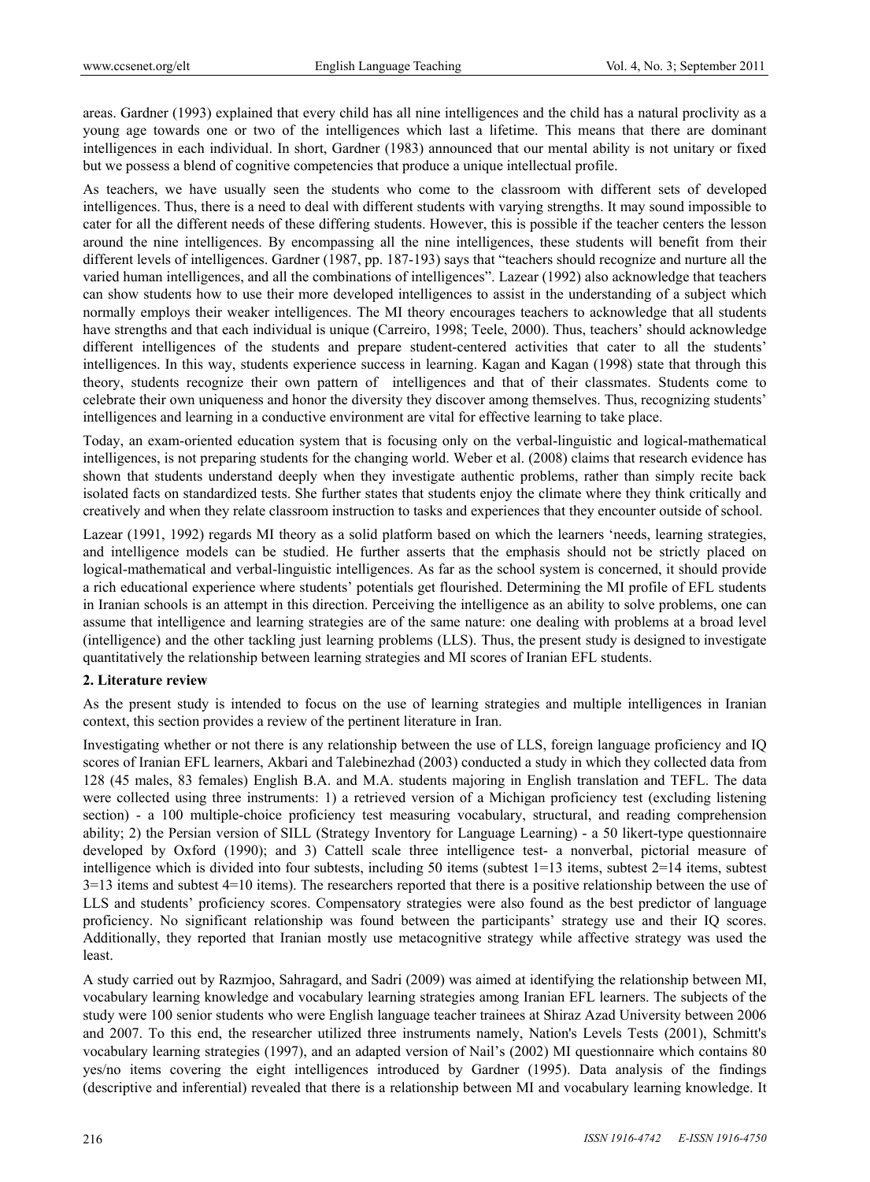areas. Gardner (1993) explained that every child has all nine intelligences and the child has a natural proclivity as a young age towards one or two of the intelligences which last a lifetime. This means that there are dominant intelligences in each individual. In short, Gardner (1983) announced that our mental ability is not unitary or fixed but we possess a blend of cognitive competencies that produce a unique intellectual profile.

As teachers, we have usually seen the students who come to the classroom with different sets of developed intelligences. Thus, there is a need to deal with different students with varying strengths. It may sound impossible to cater for all the different needs of these differing students. However, this is possible if the teacher centers the lesson around the nine intelligences. By encompassing all the nine intelligences, these students will benefit from their different levels of intelligences. Gardner (1987, pp. 187-193) says that "teachers should recognize and nurture all the varied human intelligences, and all the combinations of intelligences". Lazear (1992) also acknowledge that teachers can show students how to use their more developed intelligences to assist in the understanding of a subject which normally employs their weaker intelligences. The MI theory encourages teachers to acknowledge that all students have strengths and that each individual is unique (Carreiro, 1998; Teele, 2000). Thus, teachers' should acknowledge different intelligences of the students and prepare student-centered activities that cater to all the students' intelligences. In this way, students experience success in learning. Kagan and Kagan (1998) state that through this theory, students recognize their own pattern of intelligences and that of their classmates. Students come to celebrate their own uniqueness and honor the diversity they discover among themselves. Thus, recognizing students' intelligences and learning in a conductive environment are vital for effective learning to take place.

Today, an exam-oriented education system that is focusing only on the verbal-linguistic and logical-mathematical intelligences, is not preparing students for the changing world. Weber et al. (2008) claims that research evidence has shown that students understand deeply when they investigate authentic problems, rather than simply recite back isolated facts on standardized tests. She further states that students enjoy the climate where they think critically and creatively and when they relate classroom instruction to tasks and experiences that they encounter outside of school.

Lazear (1991, 1992) regards MI theory as a solid platform based on which the learners 'needs, learning strategies, and intelligence models can be studied. He further asserts that the emphasis should not be strictly placed on logical-mathematical and verbal-linguistic intelligences. As far as the school system is concerned, it should provide a rich educational experience where students' potentials get flourished. Determining the MI profile of EFL students in Iranian schools is an attempt in this direction. Perceiving the intelligence as an ability to solve problems, one can assume that intelligence and learning strategies are of the same nature: one dealing with problems at a broad level (intelligence) and the other tackling just learning problems (LLS). Thus, the present study is designed to investigate quantitatively the relationship between learning strategies and MI scores of Iranian EFL students.

## 2. Literature review

As the present study is intended to focus on the use of learning strategies and multiple intelligences in Iranian context, this section provides a review of the pertinent literature in Iran.

Investigating whether or not there is any relationship between the use of LLS, foreign language proficiency and IQ scores of Iranian EFL learners, Akbari and Talebinezhad (2003) conducted a study in which they collected data from 128 (45 males, 83 females) English B.A. and M.A. students majoring in English translation and TEFL. The data were collected using three instruments: 1) a retrieved version of a Michigan proficiency test (excluding listening section) - a 100 multiple-choice proficiency test measuring vocabulary, structural, and reading comprehension ability; 2) the Persian version of SILL (Strategy Inventory for Language Learning) - a 50 likert-type questionnaire developed by Oxford (1990); and 3) Cattell scale three intelligence test- a nonverbal, pictorial measure of intelligence which is divided into four subtests, including 50 items (subtest 1=13 items, subtest 2=14 items, subtest 3=13 items and subtest 4=10 items). The researchers reported that there is a positive relationship between the use of LLS and students' proficiency scores. Compensatory strategies were also found as the best predictor of language proficiency. No significant relationship was found between the participants' strategy use and their IQ scores. Additionally, they reported that Iranian mostly use metacognitive strategy while affective strategy was used the least.

A study carried out by Razmjoo, Sahragard, and Sadri (2009) was aimed at identifying the relationship between MI, vocabulary learning knowledge and vocabulary learning strategies among Iranian EFL learners. The subjects of the study were 100 senior students who were English language teacher trainees at Shiraz Azad University between 2006 and 2007. To this end, the researcher utilized three instruments namely, Nation's Levels Tests (2001), Schmitt's vocabulary learning strategies (1997), and an adapted version of Nail's (2002) MI questionnaire which contains 80 yes/no items covering the eight intelligences introduced by Gardner (1995). Data analysis of the findings (descriptive and inferential) revealed that there is a relationship between MI and vocabulary learning knowledge. It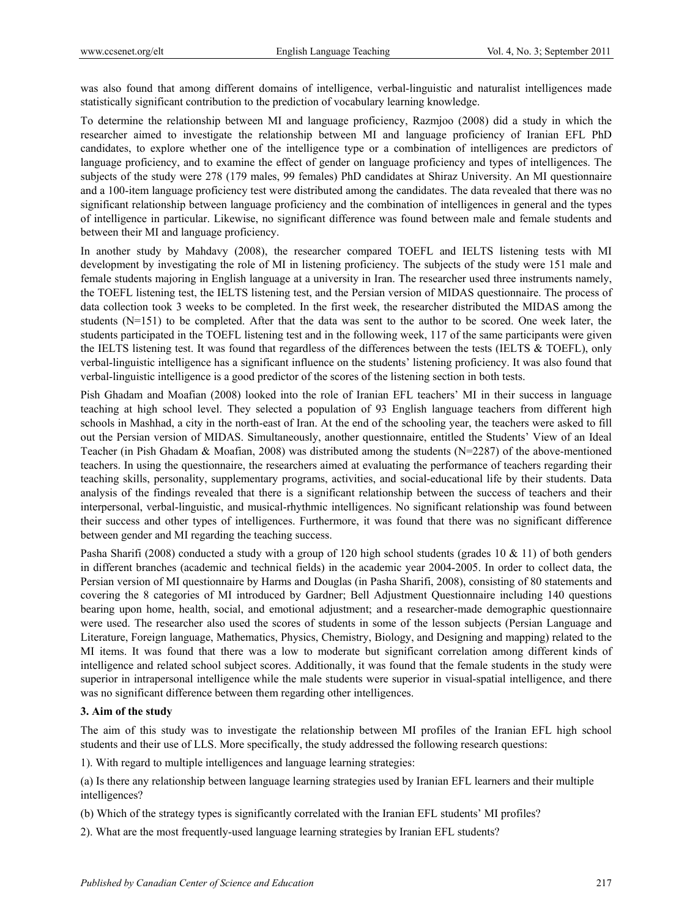was also found that among different domains of intelligence, verbal-linguistic and naturalist intelligences made statistically significant contribution to the prediction of vocabulary learning knowledge.

To determine the relationship between MI and language proficiency, Razmjoo (2008) did a study in which the researcher aimed to investigate the relationship between MI and language proficiency of Iranian EFL PhD candidates, to explore whether one of the intelligence type or a combination of intelligences are predictors of language proficiency, and to examine the effect of gender on language proficiency and types of intelligences. The subjects of the study were 278 (179 males, 99 females) PhD candidates at Shiraz University. An MI questionnaire and a 100-item language proficiency test were distributed among the candidates. The data revealed that there was no significant relationship between language proficiency and the combination of intelligences in general and the types of intelligence in particular. Likewise, no significant difference was found between male and female students and between their MI and language proficiency.

In another study by Mahdavy (2008), the researcher compared TOEFL and IELTS listening tests with MI development by investigating the role of MI in listening proficiency. The subjects of the study were 151 male and female students majoring in English language at a university in Iran. The researcher used three instruments namely, the TOEFL listening test, the IELTS listening test, and the Persian version of MIDAS questionnaire. The process of data collection took 3 weeks to be completed. In the first week, the researcher distributed the MIDAS among the students (N=151) to be completed. After that the data was sent to the author to be scored. One week later, the students participated in the TOEFL listening test and in the following week, 117 of the same participants were given the IELTS listening test. It was found that regardless of the differences between the tests (IELTS & TOEFL), only verbal-linguistic intelligence has a significant influence on the students' listening proficiency. It was also found that verbal-linguistic intelligence is a good predictor of the scores of the listening section in both tests.

Pish Ghadam and Moafian (2008) looked into the role of Iranian EFL teachers' MI in their success in language teaching at high school level. They selected a population of 93 English language teachers from different high schools in Mashhad, a city in the north-east of Iran. At the end of the schooling year, the teachers were asked to fill out the Persian version of MIDAS. Simultaneously, another questionnaire, entitled the Students' View of an Ideal Teacher (in Pish Ghadam & Moafian, 2008) was distributed among the students (N=2287) of the above-mentioned teachers. In using the questionnaire, the researchers aimed at evaluating the performance of teachers regarding their teaching skills, personality, supplementary programs, activities, and social-educational life by their students. Data analysis of the findings revealed that there is a significant relationship between the success of teachers and their interpersonal, verbal-linguistic, and musical-rhythmic intelligences. No significant relationship was found between their success and other types of intelligences. Furthermore, it was found that there was no significant difference between gender and MI regarding the teaching success.

Pasha Sharifi (2008) conducted a study with a group of 120 high school students (grades 10 & 11) of both genders in different branches (academic and technical fields) in the academic year 2004-2005. In order to collect data, the Persian version of MI questionnaire by Harms and Douglas (in Pasha Sharifi, 2008), consisting of 80 statements and covering the 8 categories of MI introduced by Gardner; Bell Adjustment Questionnaire including 140 questions bearing upon home, health, social, and emotional adjustment; and a researcher-made demographic questionnaire were used. The researcher also used the scores of students in some of the lesson subjects (Persian Language and Literature, Foreign language, Mathematics, Physics, Chemistry, Biology, and Designing and mapping) related to the MI items. It was found that there was a low to moderate but significant correlation among different kinds of intelligence and related school subject scores. Additionally, it was found that the female students in the study were superior in intrapersonal intelligence while the male students were superior in visual-spatial intelligence, and there was no significant difference between them regarding other intelligences.

## 3. Aim of the study

The aim of this study was to investigate the relationship between MI profiles of the Iranian EFL high school students and their use of LLS. More specifically, the study addressed the following research questions:

1). With regard to multiple intelligences and language learning strategies:

(a) Is there any relationship between language learning strategies used by Iranian EFL learners and their multiple intelligences?

(b) Which of the strategy types is significantly correlated with the Iranian EFL students' MI profiles?

2). What are the most frequently-used language learning strategies by Iranian EFL students?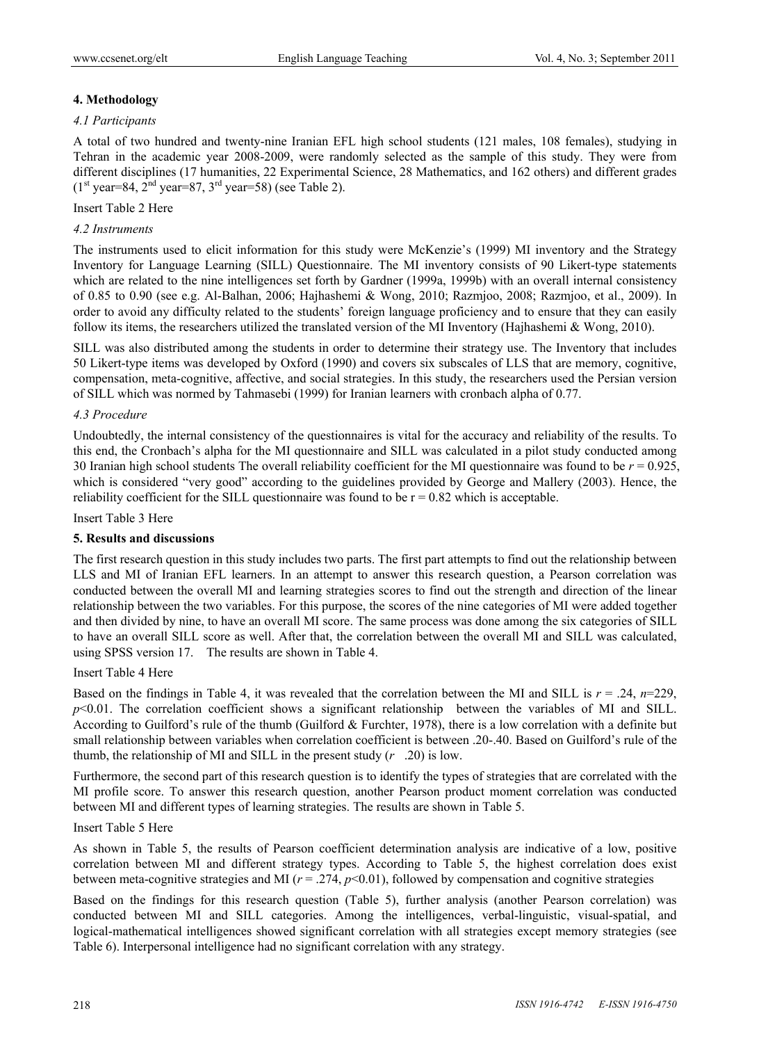## 4. Methodology

### *4.1 Participants*

A total of two hundred and twenty-nine Iranian EFL high school students (121 males, 108 females), studying in Tehran in the academic year 2008-2009, were randomly selected as the sample of this study. They were from different disciplines (17 humanities, 22 Experimental Science, 28 Mathematics, and 162 others) and different grades ($1^{st}$ year=84, $2^{nd}$ year=87, $3^{rd}$ year=58) (see Table 2).

Insert Table 2 Here

### *4.2 Instruments*

The instruments used to elicit information for this study were McKenzie's (1999) MI inventory and the Strategy Inventory for Language Learning (SILL) Questionnaire. The MI inventory consists of 90 Likert-type statements which are related to the nine intelligences set forth by Gardner (1999a, 1999b) with an overall internal consistency of 0.85 to 0.90 (see e.g. Al-Balhan, 2006; Hajhashemi & Wong, 2010; Razmjoo, 2008; Razmjoo, et al., 2009). In order to avoid any difficulty related to the students' foreign language proficiency and to ensure that they can easily follow its items, the researchers utilized the translated version of the MI Inventory (Hajhashemi & Wong, 2010).

SILL was also distributed among the students in order to determine their strategy use. The Inventory that includes 50 Likert-type items was developed by Oxford (1990) and covers six subscales of LLS that are memory, cognitive, compensation, meta-cognitive, affective, and social strategies. In this study, the researchers used the Persian version of SILL which was normed by Tahmasebi (1999) for Iranian learners with cronbach alpha of 0.77.

### *4.3 Procedure*

Undoubtedly, the internal consistency of the questionnaires is vital for the accuracy and reliability of the results. To this end, the Cronbach's alpha for the MI questionnaire and SILL was calculated in a pilot study conducted among 30 Iranian high school students The overall reliability coefficient for the MI questionnaire was found to be $r = 0.925$, which is considered "very good" according to the guidelines provided by George and Mallery (2003). Hence, the reliability coefficient for the SILL questionnaire was found to be $r = 0.82$ which is acceptable.

Insert Table 3 Here

## 5. Results and discussions

The first research question in this study includes two parts. The first part attempts to find out the relationship between LLS and MI of Iranian EFL learners. In an attempt to answer this research question, a Pearson correlation was conducted between the overall MI and learning strategies scores to find out the strength and direction of the linear relationship between the two variables. For this purpose, the scores of the nine categories of MI were added together and then divided by nine, to have an overall MI score. The same process was done among the six categories of SILL to have an overall SILL score as well. After that, the correlation between the overall MI and SILL was calculated, using SPSS version 17. The results are shown in Table 4.

Insert Table 4 Here

Based on the findings in Table 4, it was revealed that the correlation between the MI and SILL is $r = .24$, $n$=229, $p$<0.01. The correlation coefficient shows a significant relationship between the variables of MI and SILL. According to Guilford's rule of the thumb (Guilford & Furchter, 1978), there is a low correlation with a definite but small relationship between variables when correlation coefficient is between .20-.40. Based on Guilford's rule of the thumb, the relationship of MI and SILL in the present study ($r$ .20) is low.

Furthermore, the second part of this research question is to identify the types of strategies that are correlated with the MI profile score. To answer this research question, another Pearson product moment correlation was conducted between MI and different types of learning strategies. The results are shown in Table 5.

Insert Table 5 Here

As shown in Table 5, the results of Pearson coefficient determination analysis are indicative of a low, positive correlation between MI and different strategy types. According to Table 5, the highest correlation does exist between meta-cognitive strategies and MI ($r = .274$, $p$<0.01), followed by compensation and cognitive strategies

Based on the findings for this research question (Table 5), further analysis (another Pearson correlation) was conducted between MI and SILL categories. Among the intelligences, verbal-linguistic, visual-spatial, and logical-mathematical intelligences showed significant correlation with all strategies except memory strategies (see Table 6). Interpersonal intelligence had no significant correlation with any strategy.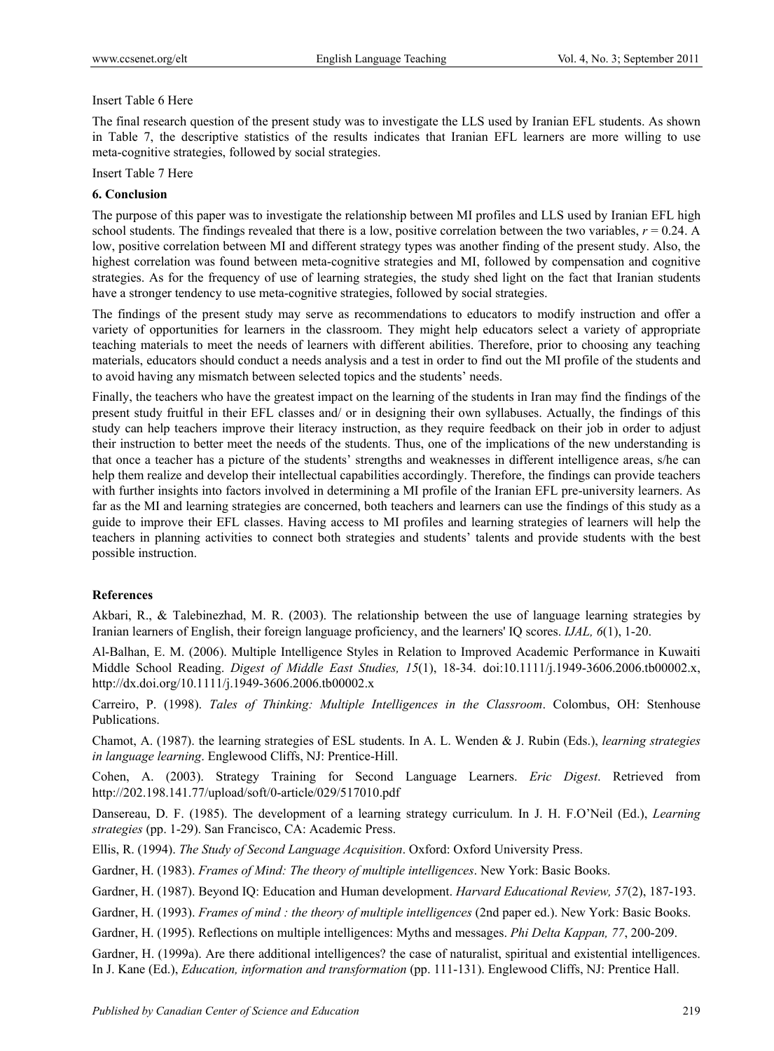Insert Table 6 Here

The final research question of the present study was to investigate the LLS used by Iranian EFL students. As shown in Table 7, the descriptive statistics of the results indicates that Iranian EFL learners are more willing to use meta-cognitive strategies, followed by social strategies.

Insert Table 7 Here

### 6. Conclusion

The purpose of this paper was to investigate the relationship between MI profiles and LLS used by Iranian EFL high school students. The findings revealed that there is a low, positive correlation between the two variables, $r = 0.24$. A low, positive correlation between MI and different strategy types was another finding of the present study. Also, the highest correlation was found between meta-cognitive strategies and MI, followed by compensation and cognitive strategies. As for the frequency of use of learning strategies, the study shed light on the fact that Iranian students have a stronger tendency to use meta-cognitive strategies, followed by social strategies.

The findings of the present study may serve as recommendations to educators to modify instruction and offer a variety of opportunities for learners in the classroom. They might help educators select a variety of appropriate teaching materials to meet the needs of learners with different abilities. Therefore, prior to choosing any teaching materials, educators should conduct a needs analysis and a test in order to find out the MI profile of the students and to avoid having any mismatch between selected topics and the students' needs.

Finally, the teachers who have the greatest impact on the learning of the students in Iran may find the findings of the present study fruitful in their EFL classes and/ or in designing their own syllabuses. Actually, the findings of this study can help teachers improve their literacy instruction, as they require feedback on their job in order to adjust their instruction to better meet the needs of the students. Thus, one of the implications of the new understanding is that once a teacher has a picture of the students' strengths and weaknesses in different intelligence areas, s/he can help them realize and develop their intellectual capabilities accordingly. Therefore, the findings can provide teachers with further insights into factors involved in determining a MI profile of the Iranian EFL pre-university learners. As far as the MI and learning strategies are concerned, both teachers and learners can use the findings of this study as a guide to improve their EFL classes. Having access to MI profiles and learning strategies of learners will help the teachers in planning activities to connect both strategies and students' talents and provide students with the best possible instruction.

### References

Akbari, R., & Talebinezhad, M. R. (2003). The relationship between the use of language learning strategies by Iranian learners of English, their foreign language proficiency, and the learners' IQ scores. *IJAL, 6*(1), 1-20.

Al-Balhan, E. M. (2006). Multiple Intelligence Styles in Relation to Improved Academic Performance in Kuwaiti Middle School Reading. *Digest of Middle East Studies, 15*(1), 18-34. doi:10.1111/j.1949-3606.2006.tb00002.x, http://dx.doi.org/10.1111/j.1949-3606.2006.tb00002.x

Carreiro, P. (1998). *Tales of Thinking: Multiple Intelligences in the Classroom*. Colombus, OH: Stenhouse Publications.

Chamot, A. (1987). the learning strategies of ESL students. In A. L. Wenden & J. Rubin (Eds.), *learning strategies in language learning*. Englewood Cliffs, NJ: Prentice-Hill.

Cohen, A. (2003). Strategy Training for Second Language Learners. *Eric Digest*. Retrieved from http://202.198.141.77/upload/soft/0-article/029/517010.pdf

Dansereau, D. F. (1985). The development of a learning strategy curriculum. In J. H. F.O'Neil (Ed.), *Learning strategies* (pp. 1-29). San Francisco, CA: Academic Press.

Ellis, R. (1994). *The Study of Second Language Acquisition*. Oxford: Oxford University Press.

Gardner, H. (1983). *Frames of Mind: The theory of multiple intelligences*. New York: Basic Books.

Gardner, H. (1987). Beyond IQ: Education and Human development. *Harvard Educational Review, 57*(2), 187-193.

Gardner, H. (1993). *Frames of mind : the theory of multiple intelligences* (2nd paper ed.). New York: Basic Books.

Gardner, H. (1995). Reflections on multiple intelligences: Myths and messages. *Phi Delta Kappan, 77*, 200-209.

Gardner, H. (1999a). Are there additional intelligences? the case of naturalist, spiritual and existential intelligences. In J. Kane (Ed.), *Education, information and transformation* (pp. 111-131). Englewood Cliffs, NJ: Prentice Hall.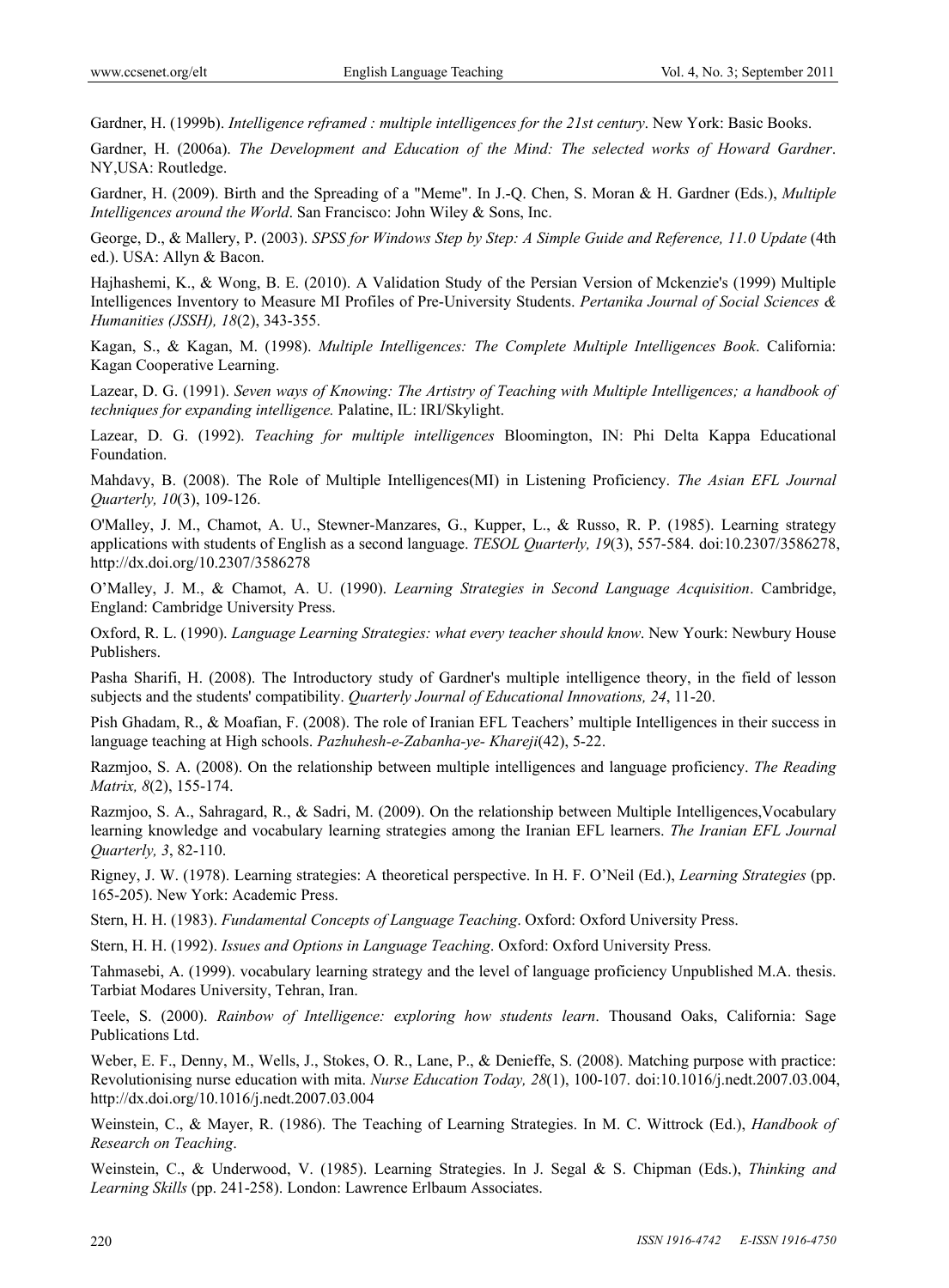Gardner, H. (1999b). *Intelligence reframed : multiple intelligences for the 21st century*. New York: Basic Books.

Gardner, H. (2006a). *The Development and Education of the Mind: The selected works of Howard Gardner*. NY,USA: Routledge.

Gardner, H. (2009). Birth and the Spreading of a "Meme". In J.-Q. Chen, S. Moran & H. Gardner (Eds.), *Multiple Intelligences around the World*. San Francisco: John Wiley & Sons, Inc.

George, D., & Mallery, P. (2003). *SPSS for Windows Step by Step: A Simple Guide and Reference, 11.0 Update* (4th ed.). USA: Allyn & Bacon.

Hajhashemi, K., & Wong, B. E. (2010). A Validation Study of the Persian Version of Mckenzie's (1999) Multiple Intelligences Inventory to Measure MI Profiles of Pre-University Students. *Pertanika Journal of Social Sciences & Humanities (JSSH), 18*(2), 343-355.

Kagan, S., & Kagan, M. (1998). *Multiple Intelligences: The Complete Multiple Intelligences Book*. California: Kagan Cooperative Learning.

Lazear, D. G. (1991). *Seven ways of Knowing: The Artistry of Teaching with Multiple Intelligences; a handbook of techniques for expanding intelligence.* Palatine, IL: IRI/Skylight.

Lazear, D. G. (1992). *Teaching for multiple intelligences* Bloomington, IN: Phi Delta Kappa Educational Foundation.

Mahdavy, B. (2008). The Role of Multiple Intelligences(MI) in Listening Proficiency. *The Asian EFL Journal Quarterly, 10*(3), 109-126.

O'Malley, J. M., Chamot, A. U., Stewner-Manzares, G., Kupper, L., & Russo, R. P. (1985). Learning strategy applications with students of English as a second language. *TESOL Quarterly, 19*(3), 557-584. doi:10.2307/3586278, http://dx.doi.org/10.2307/3586278

O'Malley, J. M., & Chamot, A. U. (1990). *Learning Strategies in Second Language Acquisition*. Cambridge, England: Cambridge University Press.

Oxford, R. L. (1990). *Language Learning Strategies: what every teacher should know*. New Yourk: Newbury House Publishers.

Pasha Sharifi, H. (2008). The Introductory study of Gardner's multiple intelligence theory, in the field of lesson subjects and the students' compatibility. *Quarterly Journal of Educational Innovations, 24*, 11-20.

Pish Ghadam, R., & Moafian, F. (2008). The role of Iranian EFL Teachers' multiple Intelligences in their success in language teaching at High schools. *Pazhuhesh-e-Zabanha-ye- Khareji*(42), 5-22.

Razmjoo, S. A. (2008). On the relationship between multiple intelligences and language proficiency. *The Reading Matrix, 8*(2), 155-174.

Razmjoo, S. A., Sahragard, R., & Sadri, M. (2009). On the relationship between Multiple Intelligences,Vocabulary learning knowledge and vocabulary learning strategies among the Iranian EFL learners. *The Iranian EFL Journal Quarterly, 3*, 82-110.

Rigney, J. W. (1978). Learning strategies: A theoretical perspective. In H. F. O'Neil (Ed.), *Learning Strategies* (pp. 165-205). New York: Academic Press.

Stern, H. H. (1983). *Fundamental Concepts of Language Teaching*. Oxford: Oxford University Press.

Stern, H. H. (1992). *Issues and Options in Language Teaching*. Oxford: Oxford University Press.

Tahmasebi, A. (1999). vocabulary learning strategy and the level of language proficiency Unpublished M.A. thesis. Tarbiat Modares University, Tehran, Iran.

Teele, S. (2000). *Rainbow of Intelligence: exploring how students learn*. Thousand Oaks, California: Sage Publications Ltd.

Weber, E. F., Denny, M., Wells, J., Stokes, O. R., Lane, P., & Denieffe, S. (2008). Matching purpose with practice: Revolutionising nurse education with mita. *Nurse Education Today, 28*(1), 100-107. doi:10.1016/j.nedt.2007.03.004, http://dx.doi.org/10.1016/j.nedt.2007.03.004

Weinstein, C., & Mayer, R. (1986). The Teaching of Learning Strategies. In M. C. Wittrock (Ed.), *Handbook of Research on Teaching*.

Weinstein, C., & Underwood, V. (1985). Learning Strategies. In J. Segal & S. Chipman (Eds.), *Thinking and Learning Skills* (pp. 241-258). London: Lawrence Erlbaum Associates.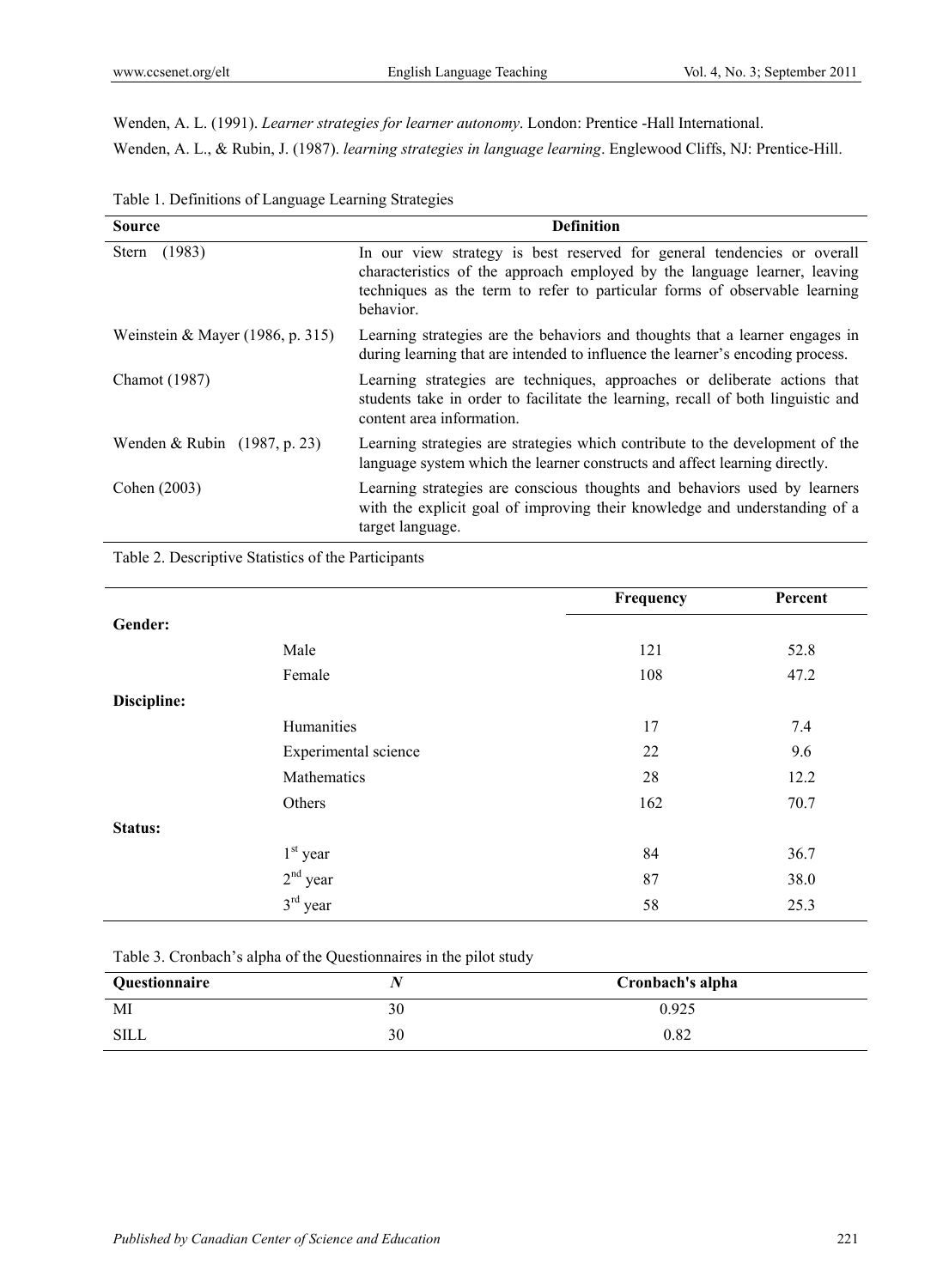Wenden, A. L. (1991). *Learner strategies for learner autonomy*. London: Prentice -Hall International.

Wenden, A. L., & Rubin, J. (1987). *learning strategies in language learning*. Englewood Cliffs, NJ: Prentice-Hill.

Table 1. Definitions of Language Learning Strategies

| Source | Definition |
|---|---|
| Stern (1983) | In our view strategy is best reserved for general tendencies or overall characteristics of the approach employed by the language learner, leaving techniques as the term to refer to particular forms of observable learning behavior. |
| Weinstein & Mayer (1986, p. 315) | Learning strategies are the behaviors and thoughts that a learner engages in during learning that are intended to influence the learner's encoding process. |
| Chamot (1987) | Learning strategies are techniques, approaches or deliberate actions that students take in order to facilitate the learning, recall of both linguistic and content area information. |
| Wenden & Rubin (1987, p. 23) | Learning strategies are strategies which contribute to the development of the language system which the learner constructs and affect learning directly. |
| Cohen (2003) | Learning strategies are conscious thoughts and behaviors used by learners with the explicit goal of improving their knowledge and understanding of a target language. |

Table 2. Descriptive Statistics of the Participants

| | | Frequency | Percent |
|---|---|---|---|
| **Gender:** | | | |
| | Male | 121 | 52.8 |
| | Female | 108 | 47.2 |
| **Discipline:** | | | |
| | Humanities | 17 | 7.4 |
| | Experimental science | 22 | 9.6 |
| | Mathematics | 28 | 12.2 |
| | Others | 162 | 70.7 |
| **Status:** | | | |
| | 1st year | 84 | 36.7 |
| | 2nd year | 87 | 38.0 |
| | 3rd year | 58 | 25.3 |

Table 3. Cronbach's alpha of the Questionnaires in the pilot study

| Questionnaire | *N* | Cronbach's alpha |
|---|---|---|
| MI | 30 | 0.925 |
| SILL | 30 | 0.82 |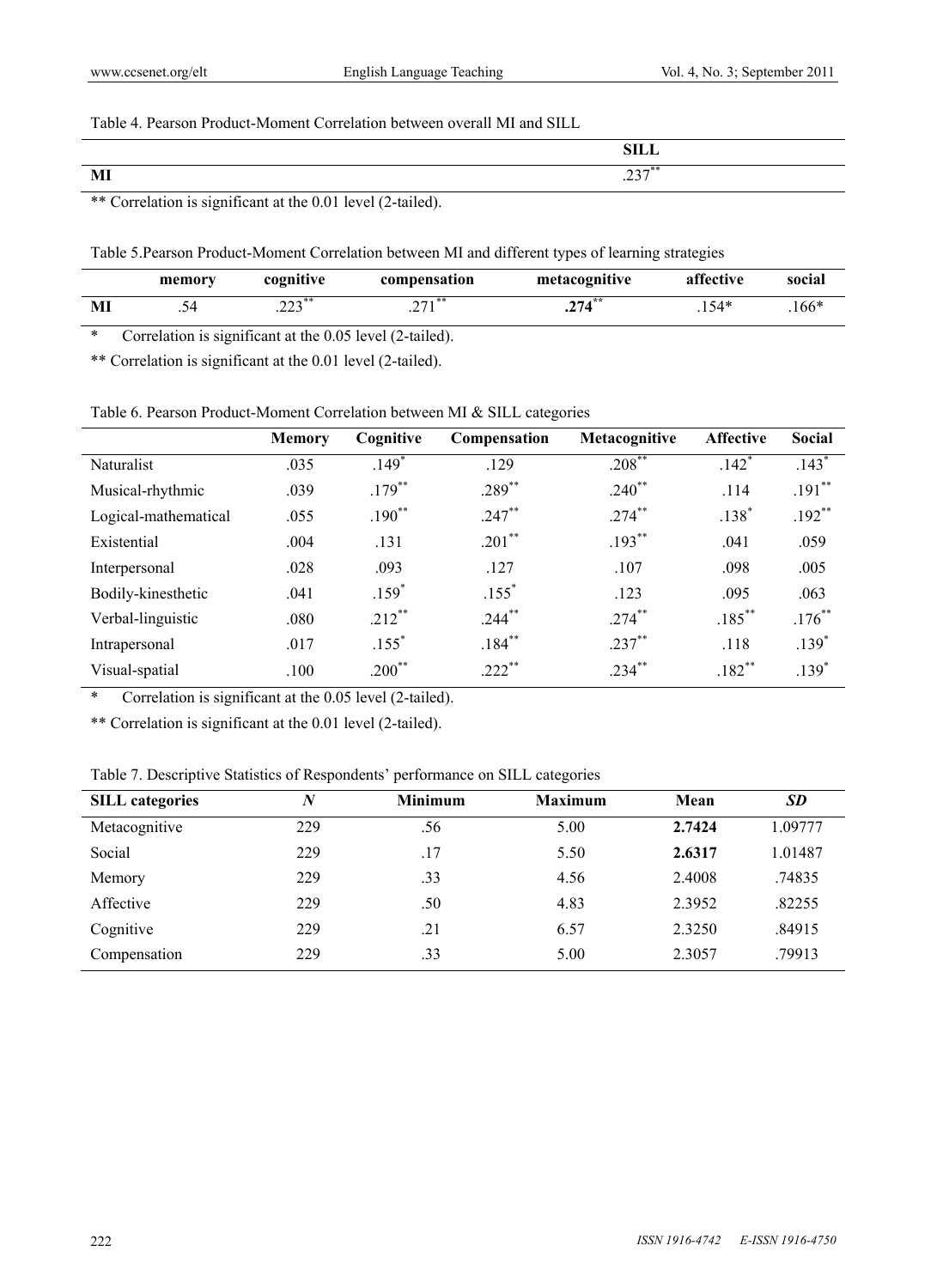Table 4. Pearson Product-Moment Correlation between overall MI and SILL

| | SILL |
|---|---|
| MI | .237** |

** Correlation is significant at the 0.01 level (2-tailed).

Table 5.Pearson Product-Moment Correlation between MI and different types of learning strategies

| | memory | cognitive | compensation | metacognitive | affective | social |
|---|---|---|---|---|---|---|
| MI | .54 | .223** | .271** | **.274**** | .154* | .166* |

* Correlation is significant at the 0.05 level (2-tailed).

** Correlation is significant at the 0.01 level (2-tailed).

Table 6. Pearson Product-Moment Correlation between MI & SILL categories

| | Memory | Cognitive | Compensation | Metacognitive | Affective | Social |
|---|---|---|---|---|---|---|
| Naturalist | .035 | .149* | .129 | .208** | .142* | .143* |
| Musical-rhythmic | .039 | .179** | .289** | .240** | .114 | .191** |
| Logical-mathematical | .055 | .190** | .247** | .274** | .138* | .192** |
| Existential | .004 | .131 | .201** | .193** | .041 | .059 |
| Interpersonal | .028 | .093 | .127 | .107 | .098 | .005 |
| Bodily-kinesthetic | .041 | .159* | .155* | .123 | .095 | .063 |
| Verbal-linguistic | .080 | .212** | .244** | .274** | .185** | .176** |
| Intrapersonal | .017 | .155* | .184** | .237** | .118 | .139* |
| Visual-spatial | .100 | .200** | .222** | .234** | .182** | .139* |

* Correlation is significant at the 0.05 level (2-tailed).

** Correlation is significant at the 0.01 level (2-tailed).

Table 7. Descriptive Statistics of Respondents' performance on SILL categories

| SILL categories | *N* | Minimum | Maximum | Mean | *SD* |
|---|---|---|---|---|---|
| Metacognitive | 229 | .56 | 5.00 | **2.7424** | 1.09777 |
| Social | 229 | .17 | 5.50 | **2.6317** | 1.01487 |
| Memory | 229 | .33 | 4.56 | 2.4008 | .74835 |
| Affective | 229 | .50 | 4.83 | 2.3952 | .82255 |
| Cognitive | 229 | .21 | 6.57 | 2.3250 | .84915 |
| Compensation | 229 | .33 | 5.00 | 2.3057 | .79913 |